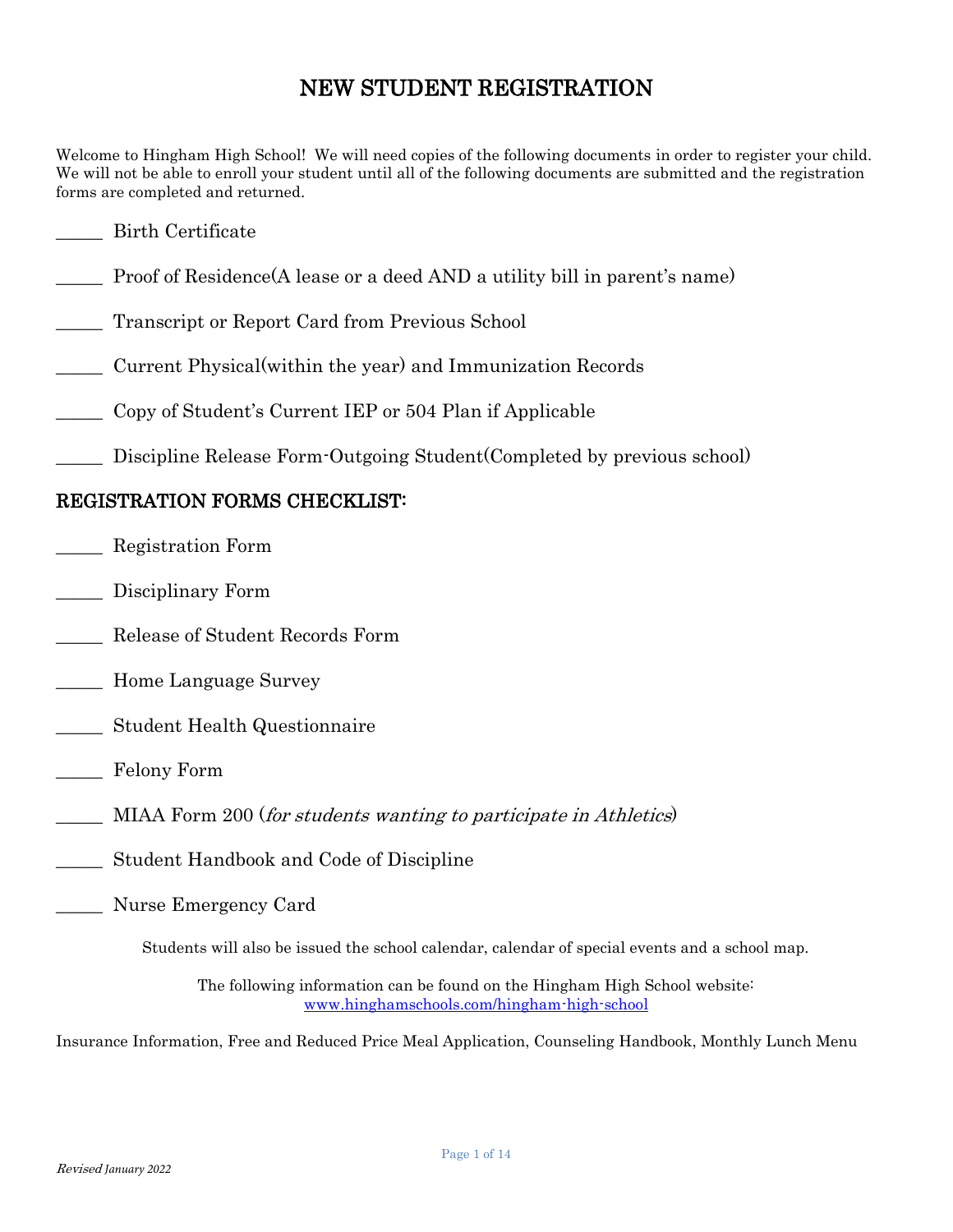# NEW STUDENT REGISTRATION

Welcome to Hingham High School! We will need copies of the following documents in order to register your child. We will not be able to enroll your student until all of the following documents are submitted and the registration forms are completed and returned.

_____ Birth Certificate

_____ Proof of Residence(A lease or a deed AND a utility bill in parent's name)

_____ Transcript or Report Card from Previous School

_____ Current Physical(within the year) and Immunization Records

_____ Copy of Student's Current IEP or 504 Plan if Applicable

_____ Discipline Release Form-Outgoing Student(Completed by previous school)

## REGISTRATION FORMS CHECKLIST:

_____ Registration Form

_____ Disciplinary Form

_____ Release of Student Records Form

_____ Home Language Survey

_____ Student Health Questionnaire

_____ Felony Form

_____ MIAA Form 200 (*for students wanting to participate in Athletics*)

_____ Student Handbook and Code of Discipline

_____ Nurse Emergency Card

Students will also be issued the school calendar, calendar of special events and a school map.

The following information can be found on the Hingham High School website:
[www.hinghamschools.com/hingham-high-school](http://www.hinghamschools.com/hingham-high-school)

Insurance Information, Free and Reduced Price Meal Application, Counseling Handbook, Monthly Lunch Menu

*Revised January 2022*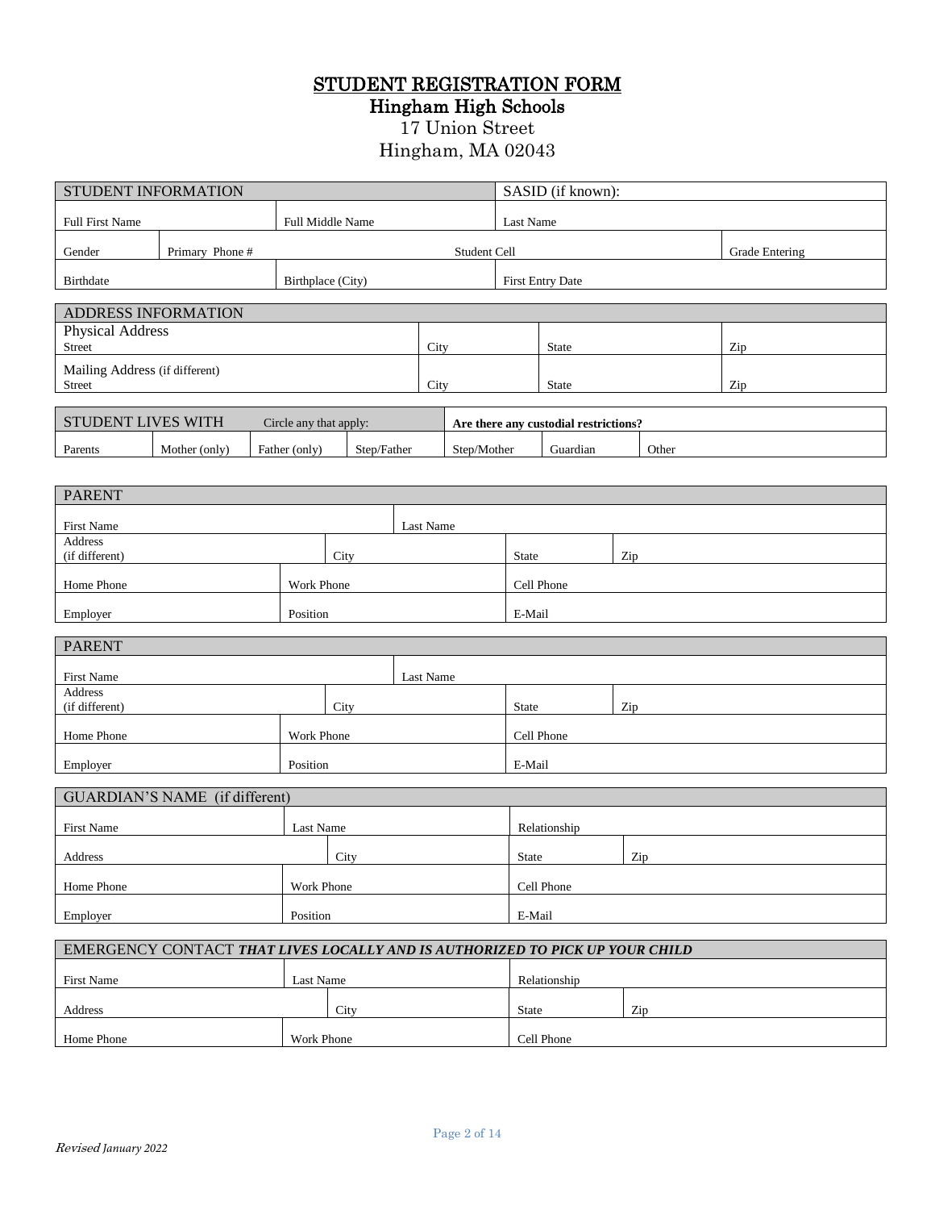# STUDENT REGISTRATION FORM

## Hingham High Schools

17 Union Street
Hingham, MA 02043

| STUDENT INFORMATION | | | SASID (if known): | |
|---|---|---|---|---|
| Full First Name | | Full Middle Name | Last Name | |
| Gender | Primary Phone # | | Student Cell | Grade Entering |
| Birthdate | | Birthplace (City) | First Entry Date | |

| ADDRESS INFORMATION | | | |
|---|---|---|---|
| Physical Address<br>Street | City | State | Zip |
| Mailing Address (if different)<br>Street | City | State | Zip |

| STUDENT LIVES WITH | Circle any that apply: | | | Are there any custodial restrictions? | | |
|---|---|---|---|---|---|---|
| Parents | Mother (only) | Father (only) | Step/Father | Step/Mother | Guardian | Other |

| PARENT | | | |
|---|---|---|---|
| First Name | | Last Name | |
| Address (if different) | City | State | Zip |
| Home Phone | Work Phone | Cell Phone | |
| Employer | Position | E-Mail | |

| PARENT | | | |
|---|---|---|---|
| First Name | | Last Name | |
| Address (if different) | City | State | Zip |
| Home Phone | Work Phone | Cell Phone | |
| Employer | Position | E-Mail | |

| GUARDIAN'S NAME (if different) | | | |
|---|---|---|---|
| First Name | Last Name | Relationship | |
| Address | City | State | Zip |
| Home Phone | Work Phone | Cell Phone | |
| Employer | Position | E-Mail | |

| EMERGENCY CONTACT ***THAT LIVES LOCALLY AND IS AUTHORIZED TO PICK UP YOUR CHILD*** | | | |
|---|---|---|---|
| First Name | Last Name | Relationship | |
| Address | City | State | Zip |
| Home Phone | Work Phone | Cell Phone | |

*Revised* January 2022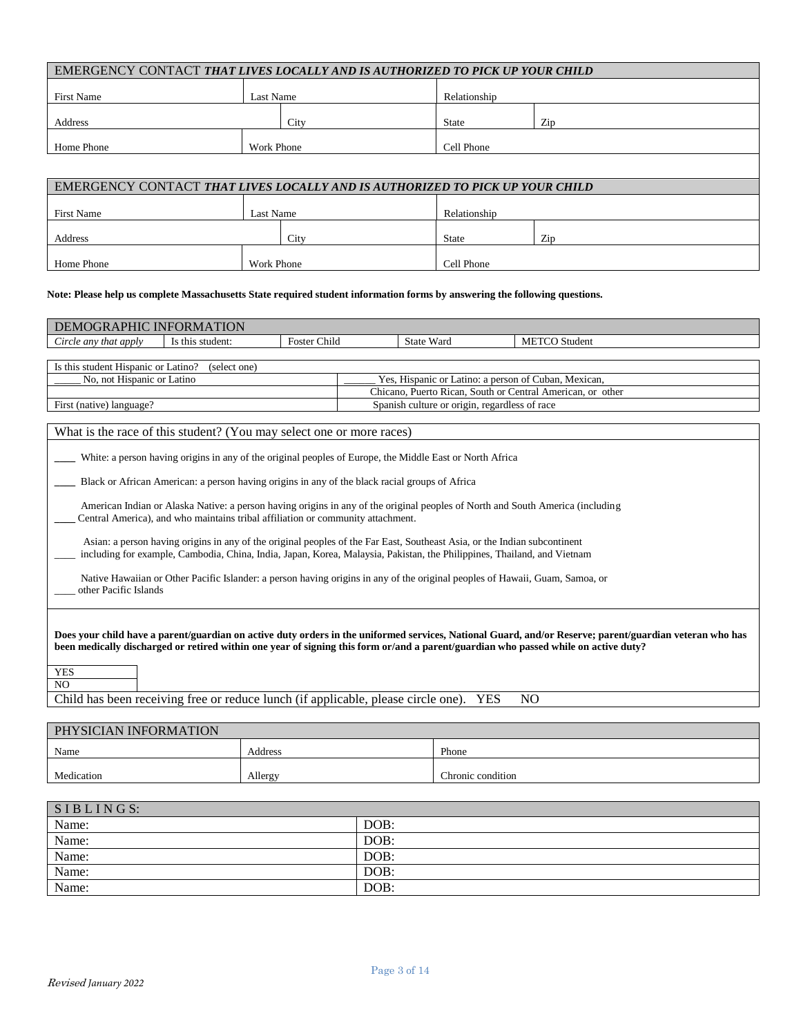| EMERGENCY CONTACT ***THAT LIVES LOCALLY AND IS AUTHORIZED TO PICK UP YOUR CHILD*** | | | |
|---|---|---|---|
| First Name | Last Name | Relationship | |
| Address | City | State | Zip |
| Home Phone | Work Phone | Cell Phone | |

| EMERGENCY CONTACT ***THAT LIVES LOCALLY AND IS AUTHORIZED TO PICK UP YOUR CHILD*** | | | |
|---|---|---|---|
| First Name | Last Name | Relationship | |
| Address | City | State | Zip |
| Home Phone | Work Phone | Cell Phone | |

**Note: Please help us complete Massachusetts State required student information forms by answering the following questions.**

| DEMOGRAPHIC INFORMATION | | | | |
|---|---|---|---|---|
| *Circle any that apply* | Is this student: | Foster Child | State Ward | METCO Student |

| Is this student Hispanic or Latino? (select one) | |
|---|---|
| _____ No, not Hispanic or Latino | ______ Yes, Hispanic or Latino: a person of Cuban, Mexican, |
| | Chicano, Puerto Rican, South or Central American, or other |
| First (native) language? | Spanish culture or origin, regardless of race |

What is the race of this student? (You may select one or more races)

____ White: a person having origins in any of the original peoples of Europe, the Middle East or North Africa

____ Black or African American: a person having origins in any of the black racial groups of Africa

____ American Indian or Alaska Native: a person having origins in any of the original peoples of North and South America (including Central America), and who maintains tribal affiliation or community attachment.

____ Asian: a person having origins in any of the original peoples of the Far East, Southeast Asia, or the Indian subcontinent including for example, Cambodia, China, India, Japan, Korea, Malaysia, Pakistan, the Philippines, Thailand, and Vietnam

____ Native Hawaiian or Other Pacific Islander: a person having origins in any of the original peoples of Hawaii, Guam, Samoa, or other Pacific Islands

**Does your child have a parent/guardian on active duty orders in the uniformed services, National Guard, and/or Reserve; parent/guardian veteran who has been medically discharged or retired within one year of signing this form or/and a parent/guardian who passed while on active duty?**

| YES | |
|---|---|
| NO | |

Child has been receiving free or reduce lunch (if applicable, please circle one). YES NO

| PHYSICIAN INFORMATION | | |
|---|---|---|
| Name | Address | Phone |
| Medication | Allergy | Chronic condition |

| S I B L I N G S: | |
|---|---|
| Name: | DOB: |
| Name: | DOB: |
| Name: | DOB: |
| Name: | DOB: |
| Name: | DOB: |

*Revised January 2022*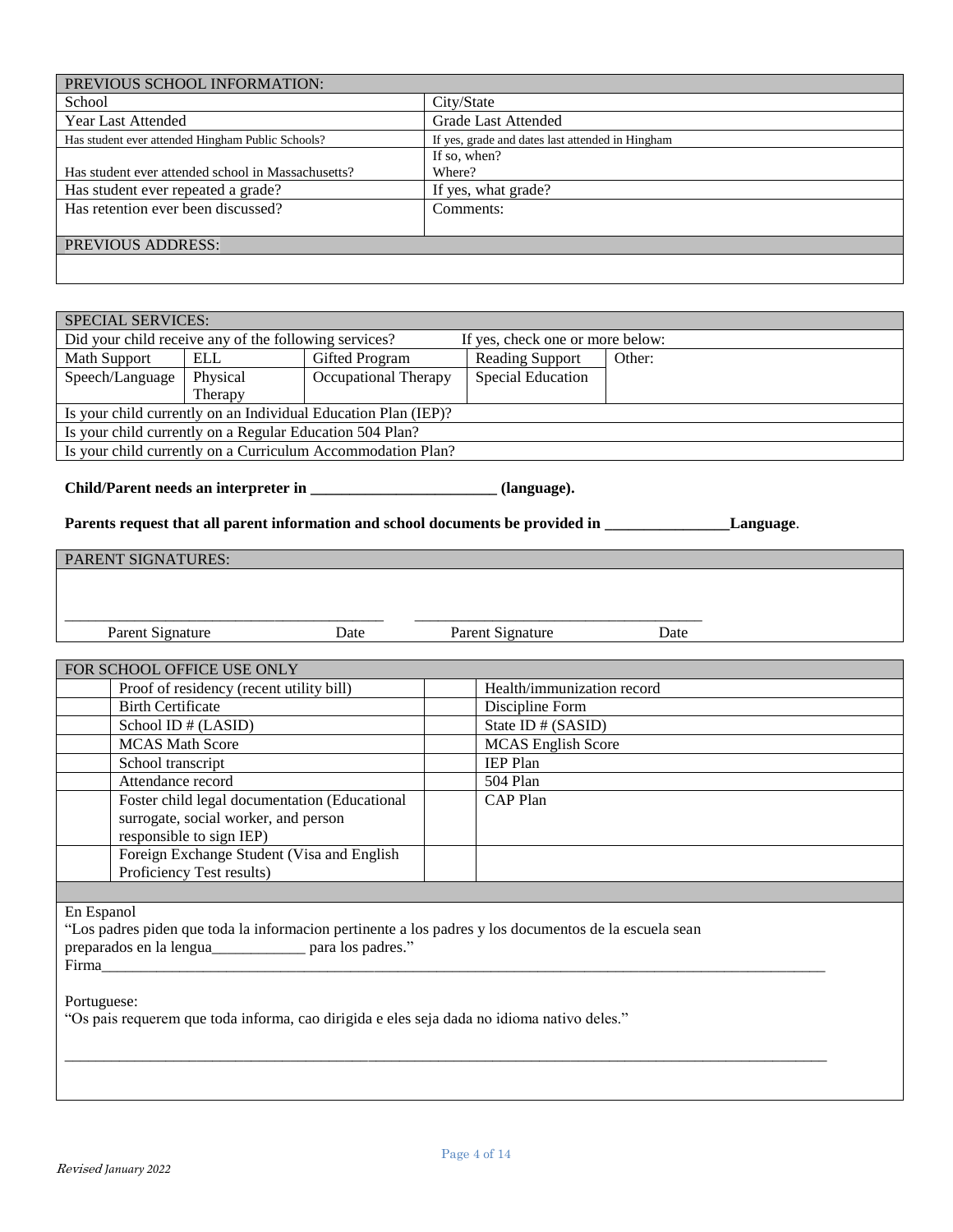| PREVIOUS SCHOOL INFORMATION: | |
|---|---|
| School | City/State |
| Year Last Attended | Grade Last Attended |
| Has student ever attended Hingham Public Schools? | If yes, grade and dates last attended in Hingham |
| Has student ever attended school in Massachusetts? | If so, when?<br>Where? |
| Has student ever repeated a grade? | If yes, what grade? |
| Has retention ever been discussed? | Comments: |

| PREVIOUS ADDRESS: |
|---|
| |

| SPECIAL SERVICES: | | | | |
|---|---|---|---|---|
| Did your child receive any of the following services? | | | If yes, check one or more below: | |
| Math Support | ELL | Gifted Program | Reading Support | Other: |
| Speech/Language | Physical Therapy | Occupational Therapy | Special Education | |
| Is your child currently on an Individual Education Plan (IEP)? | | | | |
| Is your child currently on a Regular Education 504 Plan? | | | | |
| Is your child currently on a Curriculum Accommodation Plan? | | | | |

**Child/Parent needs an interpreter in ________________________ (language).**

**Parents request that all parent information and school documents be provided in ________________Language**.

| PARENT SIGNATURES: |
|---|
| ________________________________________ Parent Signature Date &nbsp;&nbsp;&nbsp; ____________________________________ Parent Signature Date |

| FOR SCHOOL OFFICE USE ONLY | | | |
|---|---|---|---|
| | Proof of residency (recent utility bill) | | Health/immunization record |
| | Birth Certificate | | Discipline Form |
| | School ID # (LASID) | | State ID # (SASID) |
| | MCAS Math Score | | MCAS English Score |
| | School transcript | | IEP Plan |
| | Attendance record | | 504 Plan |
| | Foster child legal documentation (Educational surrogate, social worker, and person responsible to sign IEP) | | CAP Plan |
| | Foreign Exchange Student (Visa and English Proficiency Test results) | | |

En Espanol

"Los padres piden que toda la informacion pertinente a los padres y los documentos de la escuela sean preparados en la lengua____________ para los padres."

Firma____________________________________________________________________________________________

Portuguese:

"Os pais requerem que toda informa, cao dirigida e eles seja dada no idioma nativo deles."

_____________________________________________________________________________________________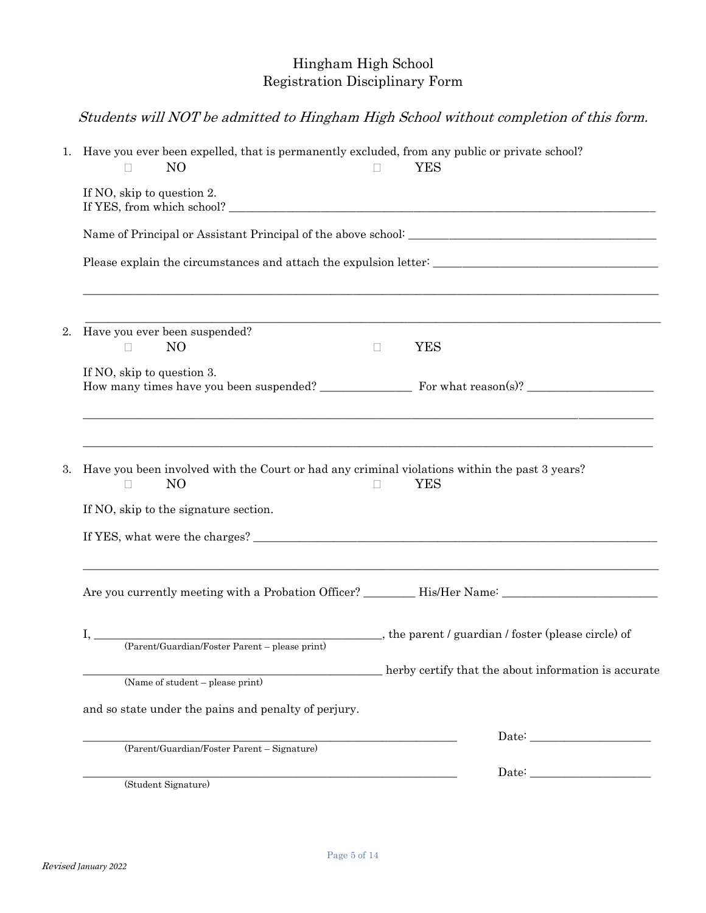# Hingham High School
## Registration Disciplinary Form

*Students will NOT be admitted to Hingham High School without completion of this form.*

1. Have you ever been expelled, that is permanently excluded, from any public or private school?

   ☐ NO ☐ YES

   If NO, skip to question 2.
   If YES, from which school? ______________________________________________

   Name of Principal or Assistant Principal of the above school: ______________________________

   Please explain the circumstances and attach the expulsion letter: ______________________________

   ________________________________________________________________________

   ________________________________________________________________________

2. Have you ever been suspended?

   ☐ NO ☐ YES

   If NO, skip to question 3.
   How many times have you been suspended? ____________ For what reason(s)? ________________

   ________________________________________________________________________

   ________________________________________________________________________

3. Have you been involved with the Court or had any criminal violations within the past 3 years?

   ☐ NO ☐ YES

   If NO, skip to the signature section.

   If YES, what were the charges? ______________________________________________

   ________________________________________________________________________

   Are you currently meeting with a Probation Officer? _______ His/Her Name: ____________________

I, ________________________________________, the parent / guardian / foster (please circle) of
(Parent/Guardian/Foster Parent – please print)

________________________________________ herby certify that the about information is accurate
(Name of student – please print)

and so state under the pains and penalty of perjury.

________________________________________________ Date: ________________
(Parent/Guardian/Foster Parent – Signature)

________________________________________________ Date: ________________
(Student Signature)

*Revised January 2022*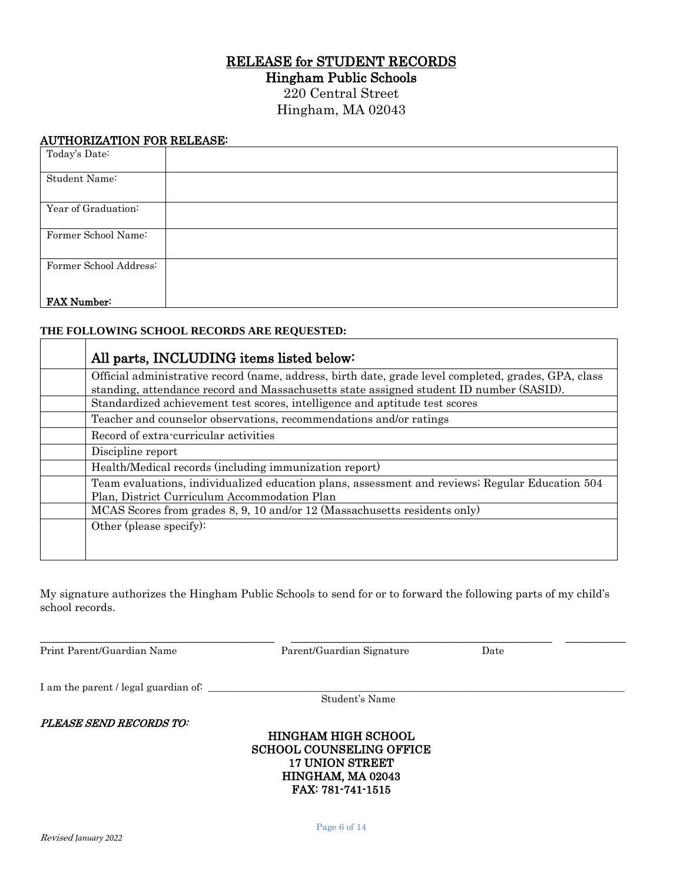# RELEASE for STUDENT RECORDS

## Hingham Public Schools

220 Central Street
Hingham, MA 02043

**AUTHORIZATION FOR RELEASE:**

| | |
|---|---|
| Today's Date: | |
| Student Name: | |
| Year of Graduation: | |
| Former School Name: | |
| Former School Address:<br><br>**FAX Number:** | |

**THE FOLLOWING SCHOOL RECORDS ARE REQUESTED:**

| | |
|---|---|
| | All parts, INCLUDING items listed below: |
| | Official administrative record (name, address, birth date, grade level completed, grades, GPA, class standing, attendance record and Massachusetts state assigned student ID number (SASID). |
| | Standardized achievement test scores, intelligence and aptitude test scores |
| | Teacher and counselor observations, recommendations and/or ratings |
| | Record of extra-curricular activities |
| | Discipline report |
| | Health/Medical records (including immunization report) |
| | Team evaluations, individualized education plans, assessment and reviews; Regular Education 504 Plan, District Curriculum Accommodation Plan |
| | MCAS Scores from grades 8, 9, 10 and/or 12 (Massachusetts residents only) |
| | Other (please specify): |

My signature authorizes the Hingham Public Schools to send for or to forward the following parts of my child's school records.

___________________________________ ___________________________________ __________
Print Parent/Guardian Name Parent/Guardian Signature Date

I am the parent / legal guardian of: ______________________________________________
Student's Name

***PLEASE SEND RECORDS TO:***

**HINGHAM HIGH SCHOOL**
**SCHOOL COUNSELING OFFICE**
**17 UNION STREET**
**HINGHAM, MA 02043**
**FAX: 781-741-1515**

*Revised January 2022*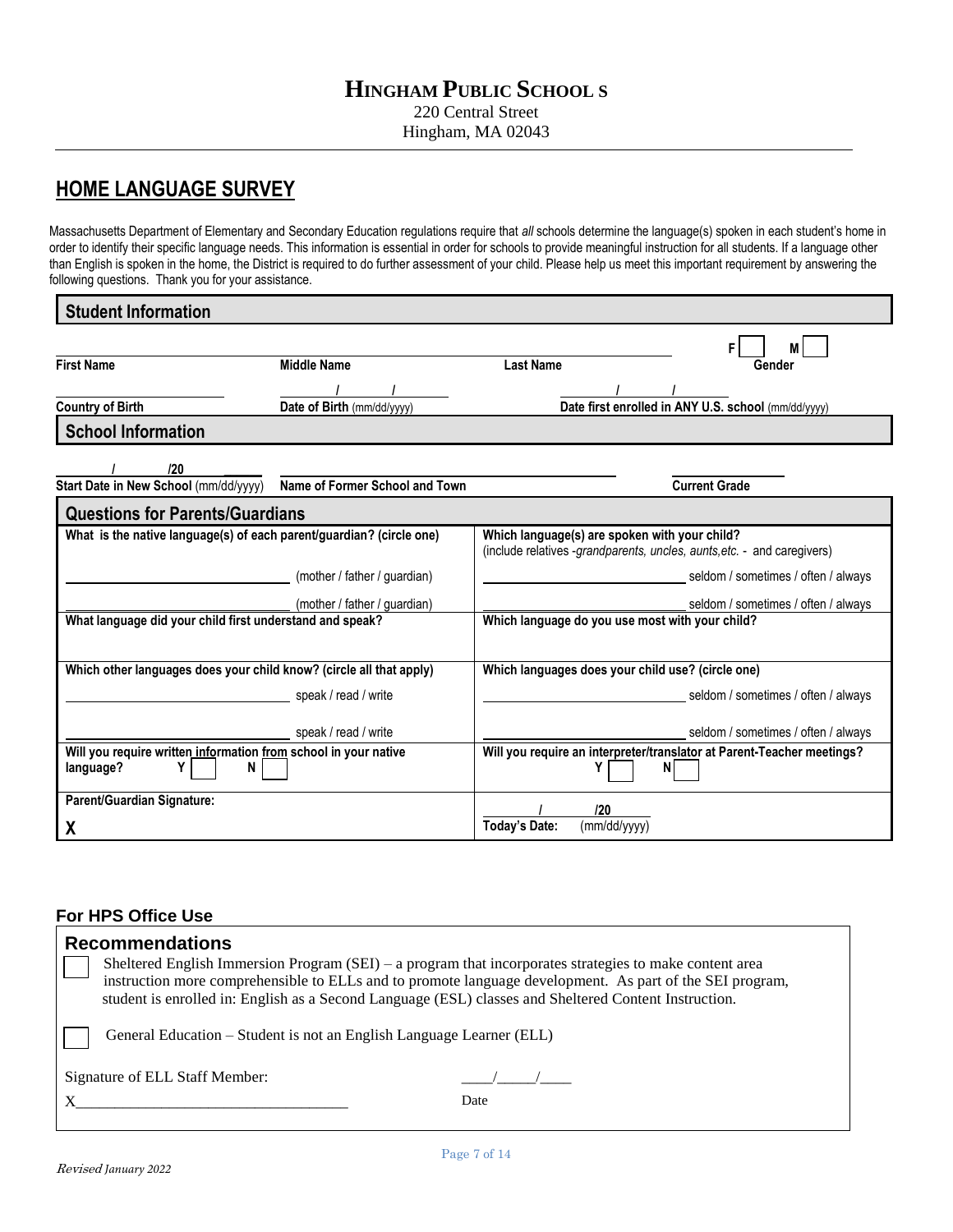# HINGHAM PUBLIC SCHOOLS

220 Central Street
Hingham, MA 02043

## HOME LANGUAGE SURVEY

Massachusetts Department of Elementary and Secondary Education regulations require that *all* schools determine the language(s) spoken in each student's home in order to identify their specific language needs. This information is essential in order for schools to provide meaningful instruction for all students. If a language other than English is spoken in the home, the District is required to do further assessment of your child. Please help us meet this important requirement by answering the following questions. Thank you for your assistance.

### Student Information

| | | | |
|---|---|---|---|
| **First Name** | **Middle Name** | **Last Name** | F ☐ M ☐ **Gender** |
| **Country of Birth** | / / **Date of Birth** (mm/dd/yyyy) | / / **Date first enrolled in ANY U.S. school** (mm/dd/yyyy) | |

### School Information

| | | |
|---|---|---|
| / /20 **Start Date in New School** (mm/dd/yyyy) | **Name of Former School and Town** | **Current Grade** |

### Questions for Parents/Guardians

| | |
|---|---|
| **What is the native language(s) of each parent/guardian? (circle one)** | **Which language(s) are spoken with your child?** (include relatives -*grandparents, uncles, aunts,etc.* - and caregivers) |
| ______ (mother / father / guardian) | ______ seldom / sometimes / often / always |
| ______ (mother / father / guardian) | ______ seldom / sometimes / often / always |
| **What language did your child first understand and speak?** | **Which language do you use most with your child?** |
| **Which other languages does your child know? (circle all that apply)** | **Which languages does your child use? (circle one)** |
| ______ speak / read / write | ______ seldom / sometimes / often / always |
| ______ speak / read / write | ______ seldom / sometimes / often / always |
| **Will you require written information from school in your native language?** Y ☐ N ☐ | **Will you require an interpreter/translator at Parent-Teacher meetings?** Y ☐ N ☐ |
| **Parent/Guardian Signature:** **X** | / /20 **Today's Date:** (mm/dd/yyyy) |

### For HPS Office Use

**Recommendations**

☐ Sheltered English Immersion Program (SEI) – a program that incorporates strategies to make content area instruction more comprehensible to ELLs and to promote language development. As part of the SEI program, student is enrolled in: English as a Second Language (ESL) classes and Sheltered Content Instruction.

☐ General Education – Student is not an English Language Learner (ELL)

Signature of ELL Staff Member: ____/_____/____

X___________________________________ Date

*Revised January 2022*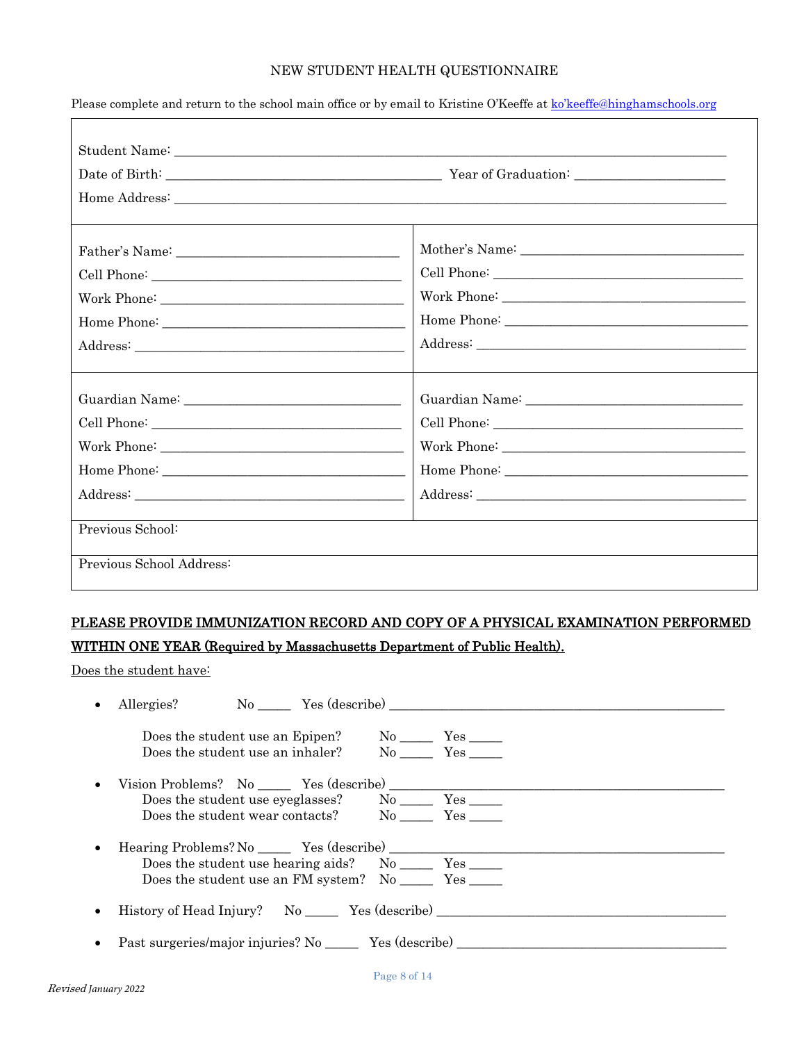# NEW STUDENT HEALTH QUESTIONNAIRE

Please complete and return to the school main office or by email to Kristine O'Keeffe at ko'keeffe@hinghamschools.org

Student Name: ______________________________________________________________________

Date of Birth: ______________________________ Year of Graduation: ________________

Home Address: ______________________________________________________________________

| | |
|---|---|
| Father's Name: ________________________<br>Cell Phone: ____________________________<br>Work Phone: ____________________________<br>Home Phone: ____________________________<br>Address: _______________________________ | Mother's Name: ________________________<br>Cell Phone: ____________________________<br>Work Phone: ____________________________<br>Home Phone: ____________________________<br>Address: _______________________________ |
| Guardian Name: ________________________<br>Cell Phone: ____________________________<br>Work Phone: ____________________________<br>Home Phone: ____________________________<br>Address: _______________________________ | Guardian Name: ________________________<br>Cell Phone: ____________________________<br>Work Phone: ____________________________<br>Home Phone: ____________________________<br>Address: _______________________________ |
| Previous School: | |
| Previous School Address: | |

**PLEASE PROVIDE IMMUNIZATION RECORD AND COPY OF A PHYSICAL EXAMINATION PERFORMED WITHIN ONE YEAR (Required by Massachusetts Department of Public Health).**

Does the student have:

- Allergies? No _____ Yes (describe) ______________________________________________
  - Does the student use an Epipen? No _____ Yes _____
  - Does the student use an inhaler? No _____ Yes _____
- Vision Problems? No _____ Yes (describe) ______________________________________________
  - Does the student use eyeglasses? No _____ Yes _____
  - Does the student wear contacts? No _____ Yes _____
- Hearing Problems? No _____ Yes (describe) ______________________________________________
  - Does the student use hearing aids? No _____ Yes _____
  - Does the student use an FM system? No _____ Yes _____
- History of Head Injury? No _____ Yes (describe) ________________________________________
- Past surgeries/major injuries? No _____ Yes (describe) _________________________________

*Revised January 2022*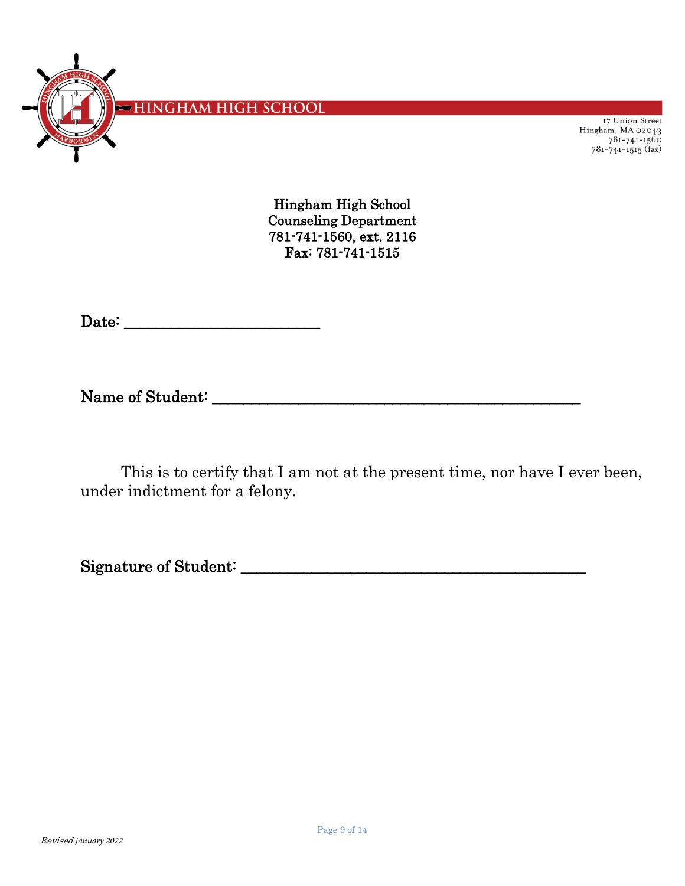HINGHAM HIGH SCHOOL

17 Union Street
Hingham, MA 02043
781-741-1560
781-741-1515 (fax)

**Hingham High School**
**Counseling Department**
**781-741-1560, ext. 2116**
**Fax: 781-741-1515**

**Date:** ________________________

**Name of Student:** ______________________________________________

This is to certify that I am not at the present time, nor have I ever been, under indictment for a felony.

**Signature of Student:** ___________________________________________

*Revised January 2022*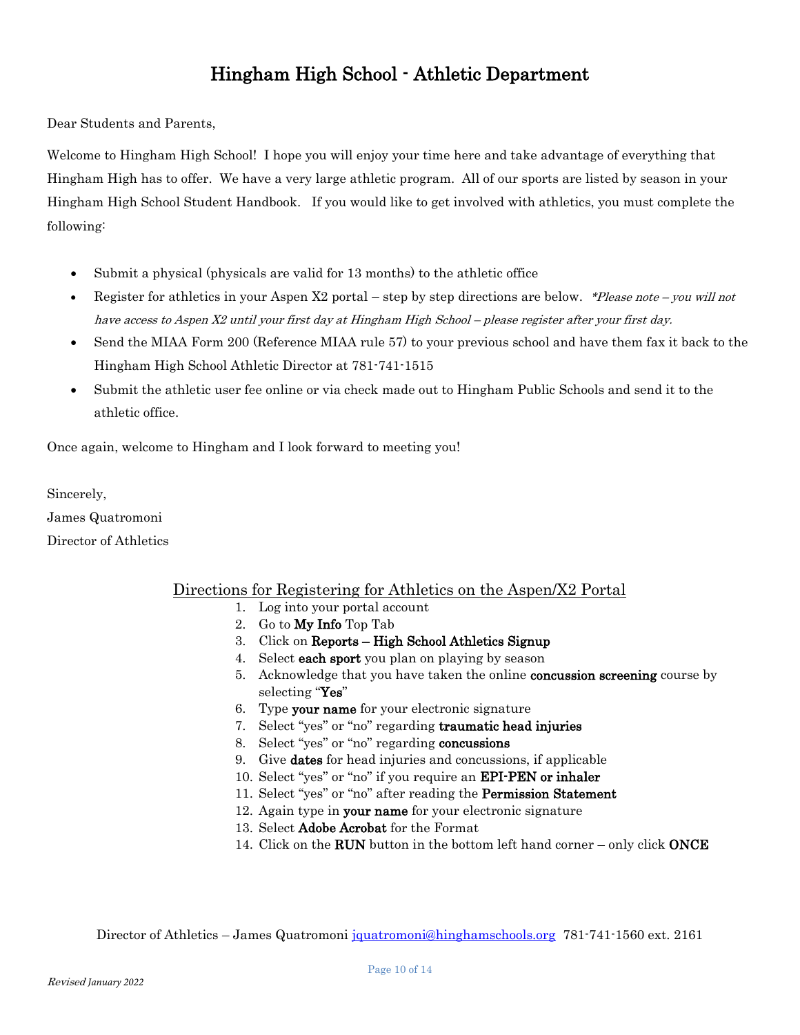# Hingham High School - Athletic Department

Dear Students and Parents,

Welcome to Hingham High School! I hope you will enjoy your time here and take advantage of everything that Hingham High has to offer. We have a very large athletic program. All of our sports are listed by season in your Hingham High School Student Handbook. If you would like to get involved with athletics, you must complete the following:

- Submit a physical (physicals are valid for 13 months) to the athletic office
- Register for athletics in your Aspen X2 portal – step by step directions are below. *\*Please note – you will not have access to Aspen X2 until your first day at Hingham High School – please register after your first day.*
- Send the MIAA Form 200 (Reference MIAA rule 57) to your previous school and have them fax it back to the Hingham High School Athletic Director at 781-741-1515
- Submit the athletic user fee online or via check made out to Hingham Public Schools and send it to the athletic office.

Once again, welcome to Hingham and I look forward to meeting you!

Sincerely,
James Quatromoni
Director of Athletics

## Directions for Registering for Athletics on the Aspen/X2 Portal

1. Log into your portal account
2. Go to **My Info** Top Tab
3. Click on **Reports – High School Athletics Signup**
4. Select **each sport** you plan on playing by season
5. Acknowledge that you have taken the online **concussion screening** course by selecting "**Yes**"
6. Type **your name** for your electronic signature
7. Select "yes" or "no" regarding **traumatic head injuries**
8. Select "yes" or "no" regarding **concussions**
9. Give **dates** for head injuries and concussions, if applicable
10. Select "yes" or "no" if you require an **EPI-PEN or inhaler**
11. Select "yes" or "no" after reading the **Permission Statement**
12. Again type in **your name** for your electronic signature
13. Select **Adobe Acrobat** for the Format
14. Click on the **RUN** button in the bottom left hand corner – only click **ONCE**

Director of Athletics – James Quatromoni jquatromoni@hinghamschools.org 781-741-1560 ext. 2161

*Revised January 2022*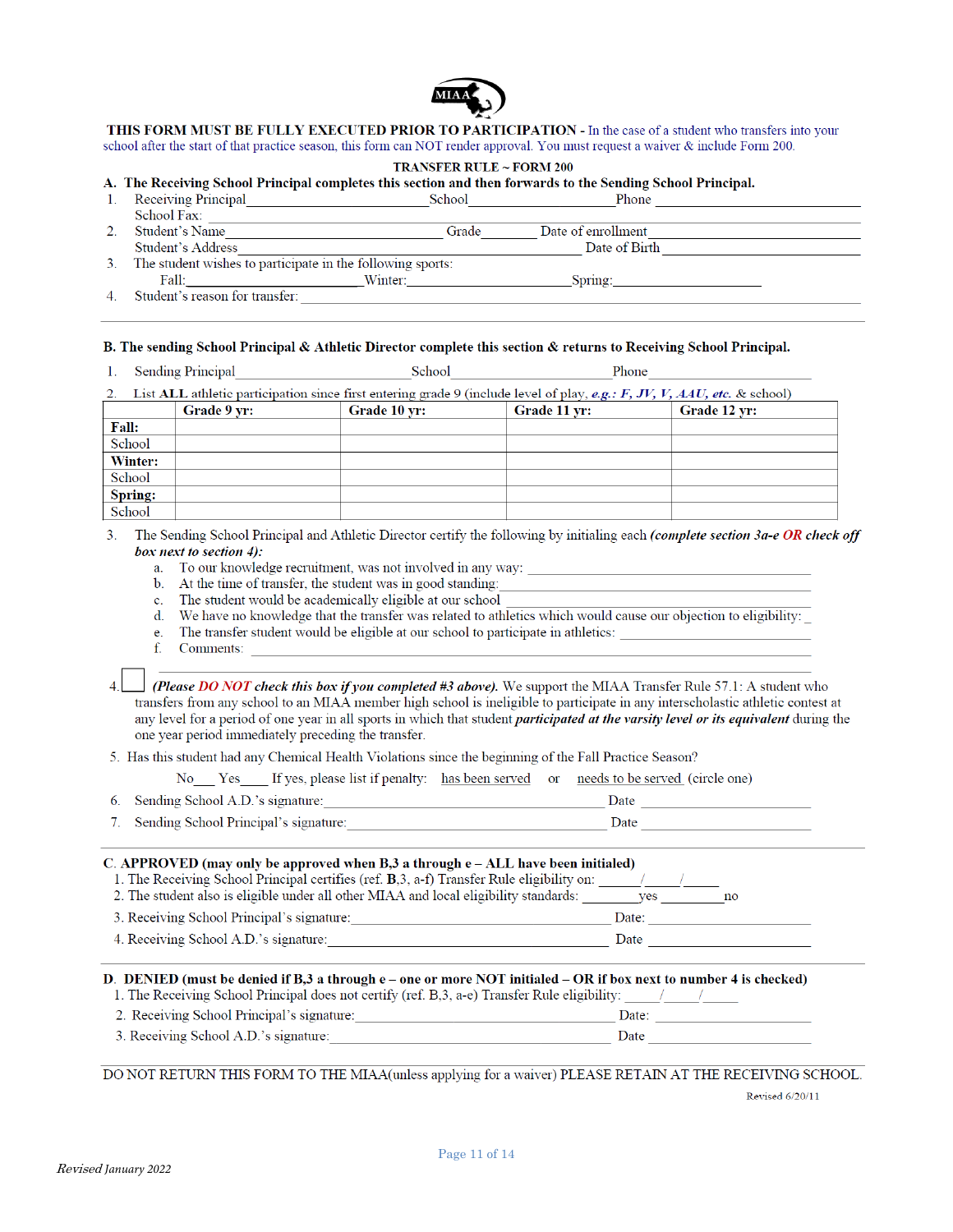**THIS FORM MUST BE FULLY EXECUTED PRIOR TO PARTICIPATION -** In the case of a student who transfers into your school after the start of that practice season, this form can NOT render approval. You must request a waiver & include Form 200.

**TRANSFER RULE ~ FORM 200**

**A. The Receiving School Principal completes this section and then forwards to the Sending School Principal.**

1. Receiving Principal\_\_\_\_\_\_\_\_\_\_\_\_\_\_\_\_\_\_\_\_ School\_\_\_\_\_\_\_\_\_\_\_\_\_\_\_\_\_\_\_\_ Phone\_\_\_\_\_\_\_\_\_\_\_\_\_\_\_\_\_\_\_\_
   School Fax: \_\_\_\_\_\_\_\_\_\_\_\_\_\_\_\_\_\_\_\_
2. Student's Name\_\_\_\_\_\_\_\_\_\_\_\_\_\_\_\_\_\_\_\_ Grade\_\_\_\_\_\_\_\_ Date of enrollment\_\_\_\_\_\_\_\_\_\_\_\_\_\_\_\_\_\_\_\_
   Student's Address\_\_\_\_\_\_\_\_\_\_\_\_\_\_\_\_\_\_\_\_ Date of Birth\_\_\_\_\_\_\_\_\_\_\_\_\_\_\_\_\_\_\_\_
3. The student wishes to participate in the following sports:
   Fall:\_\_\_\_\_\_\_\_\_\_\_\_\_\_\_\_\_\_\_\_ Winter:\_\_\_\_\_\_\_\_\_\_\_\_\_\_\_\_\_\_\_\_ Spring:\_\_\_\_\_\_\_\_\_\_\_\_\_\_\_\_\_\_\_\_
4. Student's reason for transfer: \_\_\_\_\_\_\_\_\_\_\_\_\_\_\_\_\_\_\_\_

**B. The sending School Principal & Athletic Director complete this section & returns to Receiving School Principal.**

1. Sending Principal\_\_\_\_\_\_\_\_\_\_\_\_\_\_\_\_\_\_\_\_ School\_\_\_\_\_\_\_\_\_\_\_\_\_\_\_\_\_\_\_\_ Phone\_\_\_\_\_\_\_\_\_\_\_\_\_\_\_\_\_\_\_\_
2. List **ALL** athletic participation since first entering grade 9 (include level of play, ***e.g.: F, JV, V, AAU, etc.*** & school)

| | Grade 9 yr: | Grade 10 yr: | Grade 11 yr: | Grade 12 yr: |
|---|---|---|---|---|
| **Fall:** | | | | |
| School | | | | |
| **Winter:** | | | | |
| School | | | | |
| **Spring:** | | | | |
| School | | | | |

3. The Sending School Principal and Athletic Director certify the following by initialing each ***(complete section 3a-e OR check off box next to section 4):***
   a. To our knowledge recruitment, was not involved in any way: \_\_\_\_\_\_\_\_\_\_\_\_\_\_\_\_\_\_\_\_
   b. At the time of transfer, the student was in good standing:\_\_\_\_\_\_\_\_\_\_\_\_\_\_\_\_\_\_\_\_
   c. The student would be academically eligible at our school \_\_\_\_\_\_\_\_\_\_\_\_\_\_\_\_\_\_\_\_
   d. We have no knowledge that the transfer was related to athletics which would cause our objection to eligibility: \_
   e. The transfer student would be eligible at our school to participate in athletics: \_\_\_\_\_\_\_\_\_\_\_\_\_\_\_\_\_\_\_\_
   f. Comments: \_\_\_\_\_\_\_\_\_\_\_\_\_\_\_\_\_\_\_\_

4. ☐ ***(Please DO NOT check this box if you completed #3 above).*** We support the MIAA Transfer Rule 57.1: A student who transfers from any school to an MIAA member high school is ineligible to participate in any interscholastic athletic contest at any level for a period of one year in all sports in which that student ***participated at the varsity level or its equivalent*** during the one year period immediately preceding the transfer.

5. Has this student had any Chemical Health Violations since the beginning of the Fall Practice Season?
   No\_\_\_ Yes\_\_\_ If yes, please list if penalty: has been served or needs to be served (circle one)

6. Sending School A.D.'s signature:\_\_\_\_\_\_\_\_\_\_\_\_\_\_\_\_\_\_\_\_ Date \_\_\_\_\_\_\_\_\_\_\_\_\_\_\_\_\_\_\_\_
7. Sending School Principal's signature:\_\_\_\_\_\_\_\_\_\_\_\_\_\_\_\_\_\_\_\_ Date \_\_\_\_\_\_\_\_\_\_\_\_\_\_\_\_\_\_\_\_

**C. APPROVED (may only be approved when B,3 a through e – ALL have been initialed)**

1. The Receiving School Principal certifies (ref. **B**,3, a-f) Transfer Rule eligibility on: \_\_\_\_\_/\_\_\_\_\_/\_\_\_\_\_
2. The student also is eligible under all other MIAA and local eligibility standards: \_\_\_\_\_\_\_\_yes \_\_\_\_\_\_\_\_no
3. Receiving School Principal's signature:\_\_\_\_\_\_\_\_\_\_\_\_\_\_\_\_\_\_\_\_ Date: \_\_\_\_\_\_\_\_\_\_\_\_\_\_\_\_\_\_\_\_
4. Receiving School A.D.'s signature:\_\_\_\_\_\_\_\_\_\_\_\_\_\_\_\_\_\_\_\_ Date \_\_\_\_\_\_\_\_\_\_\_\_\_\_\_\_\_\_\_\_

**D. DENIED (must be denied if B,3 a through e – one or more NOT initialed – OR if box next to number 4 is checked)**

1. The Receiving School Principal does not certify (ref. B,3, a-e) Transfer Rule eligibility: \_\_\_\_\_/\_\_\_\_\_/\_\_\_\_\_
2. Receiving School Principal's signature:\_\_\_\_\_\_\_\_\_\_\_\_\_\_\_\_\_\_\_\_ Date: \_\_\_\_\_\_\_\_\_\_\_\_\_\_\_\_\_\_\_\_
3. Receiving School A.D.'s signature:\_\_\_\_\_\_\_\_\_\_\_\_\_\_\_\_\_\_\_\_ Date \_\_\_\_\_\_\_\_\_\_\_\_\_\_\_\_\_\_\_\_

DO NOT RETURN THIS FORM TO THE MIAA(unless applying for a waiver) PLEASE RETAIN AT THE RECEIVING SCHOOL.

Revised 6/20/11

*Revised January 2022*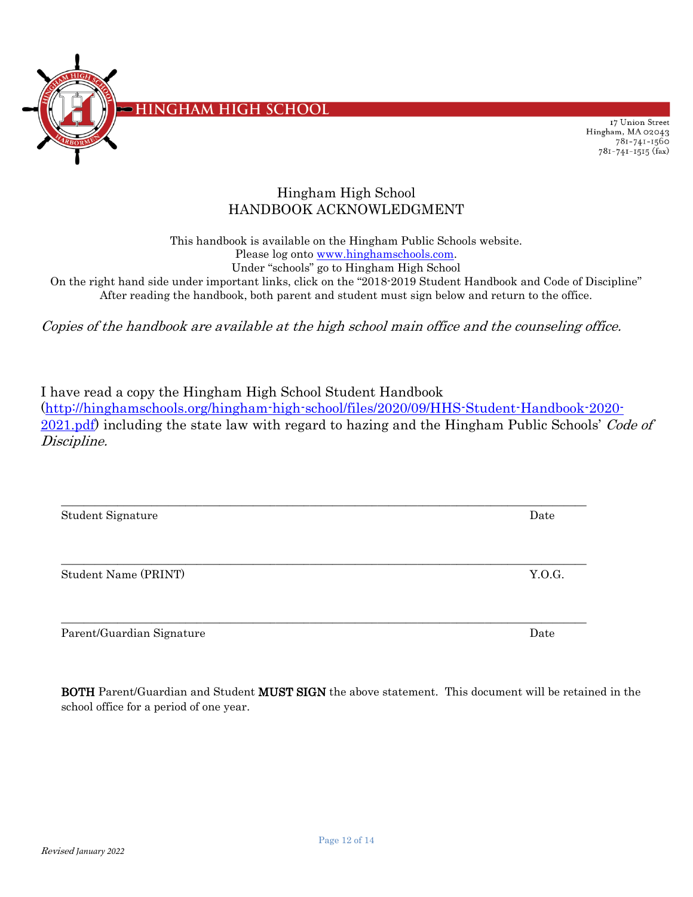HINGHAM HIGH SCHOOL

17 Union Street
Hingham, MA 02043
781-741-1560
781-741-1515 (fax)

# Hingham High School
# HANDBOOK ACKNOWLEDGMENT

This handbook is available on the Hingham Public Schools website.
Please log onto www.hinghamschools.com.
Under "schools" go to Hingham High School
On the right hand side under important links, click on the "2018-2019 Student Handbook and Code of Discipline"
After reading the handbook, both parent and student must sign below and return to the office.

*Copies of the handbook are available at the high school main office and the counseling office.*

I have read a copy the Hingham High School Student Handbook (http://hinghamschools.org/hingham-high-school/files/2020/09/HHS-Student-Handbook-2020-2021.pdf) including the state law with regard to hazing and the Hingham Public Schools' *Code of Discipline.*

_______________________________________________________________________________
Student Signature Date

_______________________________________________________________________________
Student Name (PRINT) Y.O.G.

_______________________________________________________________________________
Parent/Guardian Signature Date

**BOTH** Parent/Guardian and Student **MUST SIGN** the above statement. This document will be retained in the school office for a period of one year.

*Revised January 2022*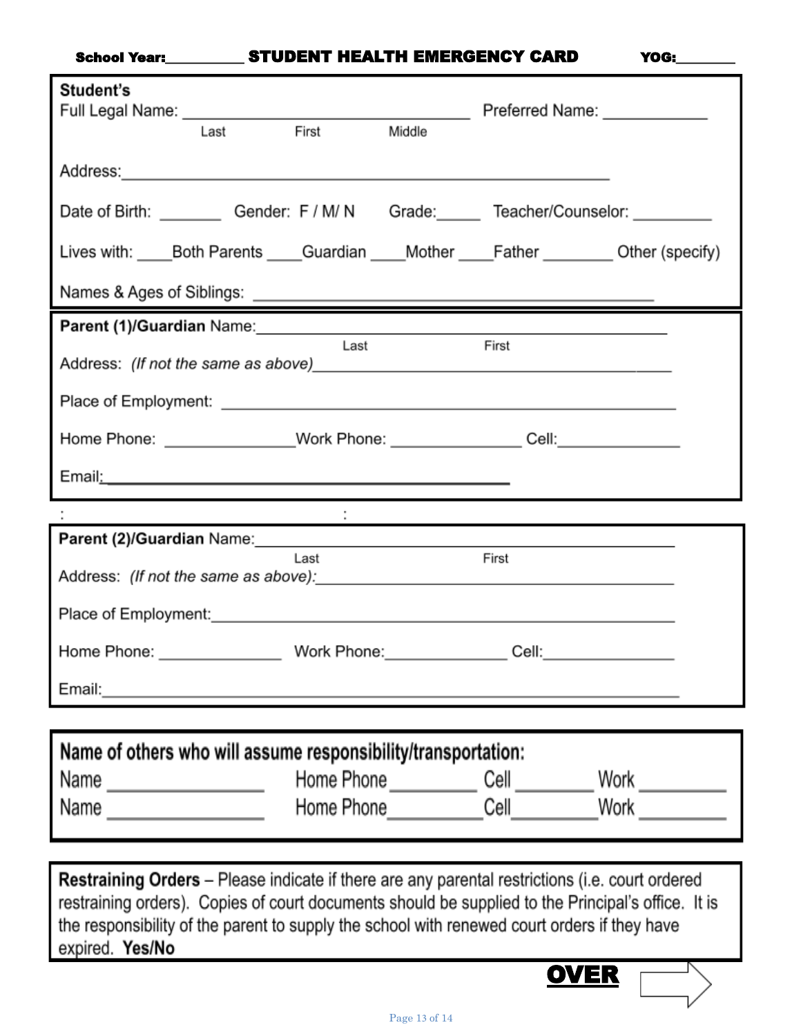**School Year:__________ STUDENT HEALTH EMERGENCY CARD YOG:________**

**Student's**
Full Legal Name: ________________________________ Preferred Name: ____________
Last First Middle

Address:_______________________________________________________

Date of Birth: _______ Gender: F / M/ N Grade:_____ Teacher/Counselor: _________

Lives with: ____Both Parents ____Guardian ____Mother ____Father ________ Other (specify)

Names & Ages of Siblings: ____________________________________________

**Parent (1)/Guardian** Name:____________________________________________
Last First

Address: *(If not the same as above)*________________________________________

Place of Employment: ___________________________________________________

Home Phone: _______________Work Phone: _______________ Cell:______________

Email:____________________________________________

: :

**Parent (2)/Guardian** Name:____________________________________________
Last First

Address: *(If not the same as above):*________________________________________

Place of Employment:___________________________________________________

Home Phone: ______________ Work Phone:______________ Cell:_______________

Email:_____________________________________________________________

**Name of others who will assume responsibility/transportation:**

Name ________________ Home Phone_________ Cell ________ Work _________

Name ________________ Home Phone_________Cell_________Work _________

**Restraining Orders** – Please indicate if there are any parental restrictions (i.e. court ordered restraining orders). Copies of court documents should be supplied to the Principal's office. It is the responsibility of the parent to supply the school with renewed court orders if they have expired. **Yes/No**

**OVER**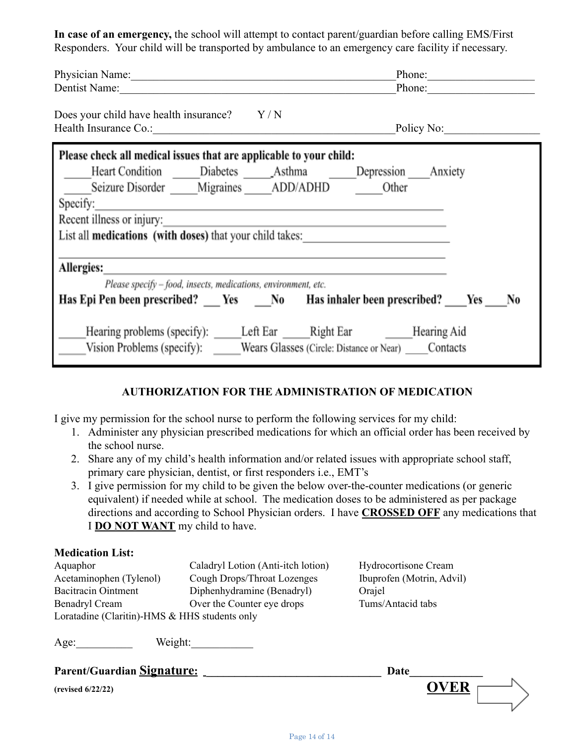**In case of an emergency,** the school will attempt to contact parent/guardian before calling EMS/First Responders. Your child will be transported by ambulance to an emergency care facility if necessary.

Physician Name:_______________________________________________ Phone:__________________
Dentist Name:_________________________________________________ Phone:__________________

Does your child have health insurance? Y / N
Health Insurance Co.:_________________________________________ Policy No:________________

**Please check all medical issues that are applicable to your child:**

_____Heart Condition _____Diabetes _____Asthma _____Depression ____Anxiety
_____Seizure Disorder _____Migraines _____ADD/ADHD _____Other

Specify:_____________________________________________________________

Recent illness or injury:______________________________________________

List all **medications (with doses)** that your child takes:_________________________

_____________________________________________________________________

**Allergies:**__________________________________________________________

*Please specify – food, insects, medications, environment, etc.*

**Has Epi Pen been prescribed? ___ Yes ___No Has inhaler been prescribed? ____Yes ____No**

_____Hearing problems (specify): _____Left Ear _____Right Ear _____Hearing Aid
_____Vision Problems (specify): _____Wears Glasses (Circle: Distance or Near) ____Contacts

## AUTHORIZATION FOR THE ADMINISTRATION OF MEDICATION

I give my permission for the school nurse to perform the following services for my child:

1. Administer any physician prescribed medications for which an official order has been received by the school nurse.
2. Share any of my child's health information and/or related issues with appropriate school staff, primary care physician, dentist, or first responders i.e., EMT's
3. I give permission for my child to be given the below over-the-counter medications (or generic equivalent) if needed while at school. The medication doses to be administered as per package directions and according to School Physician orders. I have **CROSSED OFF** any medications that I **DO NOT WANT** my child to have.

**Medication List:**

| | | |
|---|---|---|
| Aquaphor | Caladryl Lotion (Anti-itch lotion) | Hydrocortisone Cream |
| Acetaminophen (Tylenol) | Cough Drops/Throat Lozenges | Ibuprofen (Motrin, Advil) |
| Bacitracin Ointment | Diphenhydramine (Benadryl) | Orajel |
| Benadryl Cream | Over the Counter eye drops | Tums/Antacid tabs |
| Loratadine (Claritin)-HMS & HHS students only | | |

Age:__________ Weight:___________

**Parent/Guardian Signature: _______________________________ Date_____________**

**(revised 6/22/22)**

**OVER**